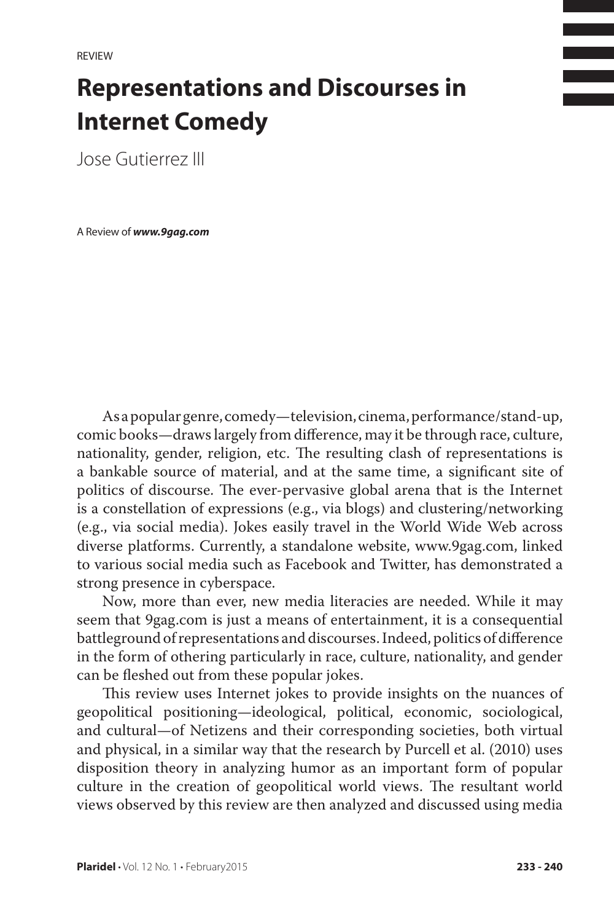REVIEW

# Representations and Discourses in Internet Comedy

Jose Gutierrez III

A Review of ***www.9gag.com***

As a popular genre, comedy—television, cinema, performance/stand-up, comic books—draws largely from difference, may it be through race, culture, nationality, gender, religion, etc. The resulting clash of representations is a bankable source of material, and at the same time, a significant site of politics of discourse. The ever-pervasive global arena that is the Internet is a constellation of expressions (e.g., via blogs) and clustering/networking (e.g., via social media). Jokes easily travel in the World Wide Web across diverse platforms. Currently, a standalone website, www.9gag.com, linked to various social media such as Facebook and Twitter, has demonstrated a strong presence in cyberspace.

Now, more than ever, new media literacies are needed. While it may seem that 9gag.com is just a means of entertainment, it is a consequential battleground of representations and discourses. Indeed, politics of difference in the form of othering particularly in race, culture, nationality, and gender can be fleshed out from these popular jokes.

This review uses Internet jokes to provide insights on the nuances of geopolitical positioning—ideological, political, economic, sociological, and cultural—of Netizens and their corresponding societies, both virtual and physical, in a similar way that the research by Purcell et al. (2010) uses disposition theory in analyzing humor as an important form of popular culture in the creation of geopolitical world views. The resultant world views observed by this review are then analyzed and discussed using media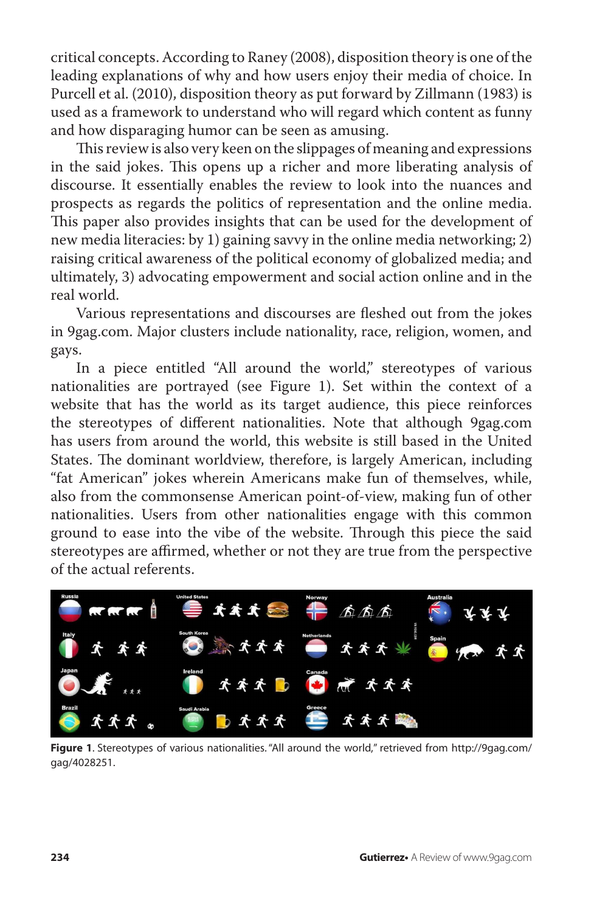critical concepts. According to Raney (2008), disposition theory is one of the leading explanations of why and how users enjoy their media of choice. In Purcell et al. (2010), disposition theory as put forward by Zillmann (1983) is used as a framework to understand who will regard which content as funny and how disparaging humor can be seen as amusing.

This review is also very keen on the slippages of meaning and expressions in the said jokes. This opens up a richer and more liberating analysis of discourse. It essentially enables the review to look into the nuances and prospects as regards the politics of representation and the online media. This paper also provides insights that can be used for the development of new media literacies: by 1) gaining savvy in the online media networking; 2) raising critical awareness of the political economy of globalized media; and ultimately, 3) advocating empowerment and social action online and in the real world.

Various representations and discourses are fleshed out from the jokes in 9gag.com. Major clusters include nationality, race, religion, women, and gays.

In a piece entitled "All around the world," stereotypes of various nationalities are portrayed (see Figure 1). Set within the context of a website that has the world as its target audience, this piece reinforces the stereotypes of different nationalities. Note that although 9gag.com has users from around the world, this website is still based in the United States. The dominant worldview, therefore, is largely American, including "fat American" jokes wherein Americans make fun of themselves, while, also from the commonsense American point-of-view, making fun of other nationalities. Users from other nationalities engage with this common ground to ease into the vibe of the website. Through this piece the said stereotypes are affirmed, whether or not they are true from the perspective of the actual referents.

Russia
United States
Norway
Australia
Italy
South Korea
Netherlands
Spain
Japan
Ireland
Canada
Brazil
Saudi Arabia
Greece

**Figure 1**. Stereotypes of various nationalities. "All around the world," retrieved from http://9gag.com/gag/4028251.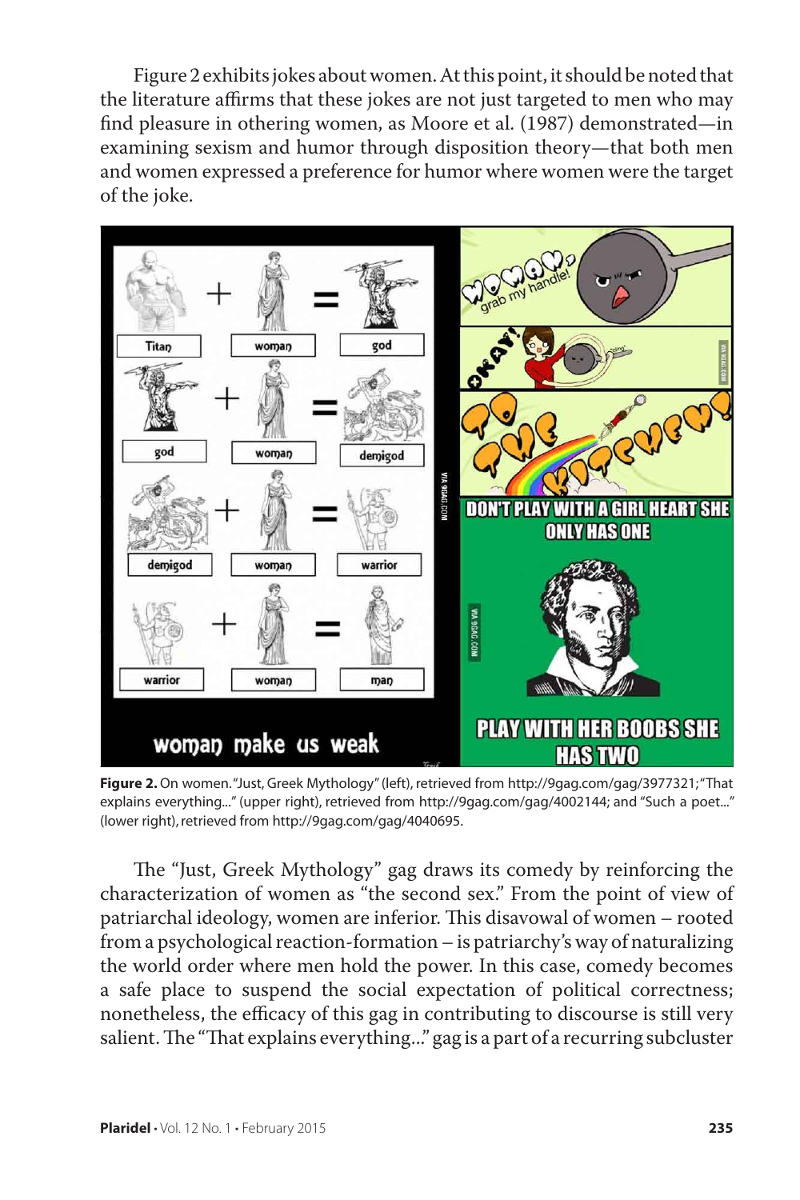Figure 2 exhibits jokes about women. At this point, it should be noted that the literature affirms that these jokes are not just targeted to men who may find pleasure in othering women, as Moore et al. (1987) demonstrated—in examining sexism and humor through disposition theory—that both men and women expressed a preference for humor where women were the target of the joke.

**Figure 2.** On women. "Just, Greek Mythology" (left), retrieved from http://9gag.com/gag/3977321; "That explains everything..." (upper right), retrieved from http://9gag.com/gag/4002144; and "Such a poet..." (lower right), retrieved from http://9gag.com/gag/4040695.

The "Just, Greek Mythology" gag draws its comedy by reinforcing the characterization of women as "the second sex." From the point of view of patriarchal ideology, women are inferior. This disavowal of women – rooted from a psychological reaction-formation – is patriarchy's way of naturalizing the world order where men hold the power. In this case, comedy becomes a safe place to suspend the social expectation of political correctness; nonetheless, the efficacy of this gag in contributing to discourse is still very salient. The "That explains everything..." gag is a part of a recurring subcluster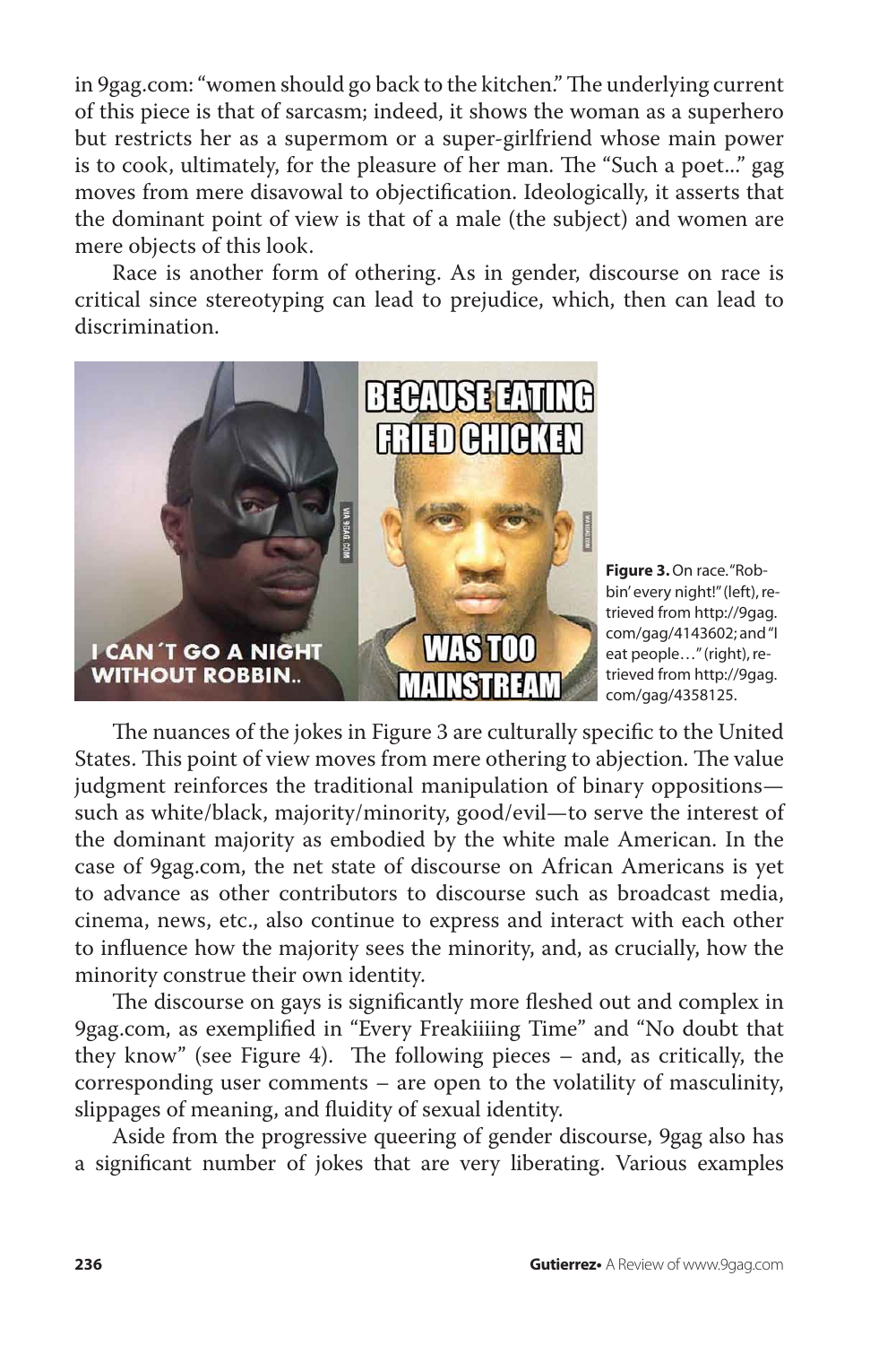in 9gag.com: "women should go back to the kitchen." The underlying current of this piece is that of sarcasm; indeed, it shows the woman as a superhero but restricts her as a supermom or a super-girlfriend whose main power is to cook, ultimately, for the pleasure of her man. The "Such a poet..." gag moves from mere disavowal to objectification. Ideologically, it asserts that the dominant point of view is that of a male (the subject) and women are mere objects of this look.

Race is another form of othering. As in gender, discourse on race is critical since stereotyping can lead to prejudice, which, then can lead to discrimination.

**Figure 3.** On race. "Robbin' every night!" (left), retrieved from http://9gag.com/gag/4143602; and "I eat people…" (right), retrieved from http://9gag.com/gag/4358125.

The nuances of the jokes in Figure 3 are culturally specific to the United States. This point of view moves from mere othering to abjection. The value judgment reinforces the traditional manipulation of binary oppositions—such as white/black, majority/minority, good/evil—to serve the interest of the dominant majority as embodied by the white male American. In the case of 9gag.com, the net state of discourse on African Americans is yet to advance as other contributors to discourse such as broadcast media, cinema, news, etc., also continue to express and interact with each other to influence how the majority sees the minority, and, as crucially, how the minority construe their own identity.

The discourse on gays is significantly more fleshed out and complex in 9gag.com, as exemplified in "Every Freakiiiing Time" and "No doubt that they know" (see Figure 4). The following pieces – and, as critically, the corresponding user comments – are open to the volatility of masculinity, slippages of meaning, and fluidity of sexual identity.

Aside from the progressive queering of gender discourse, 9gag also has a significant number of jokes that are very liberating. Various examples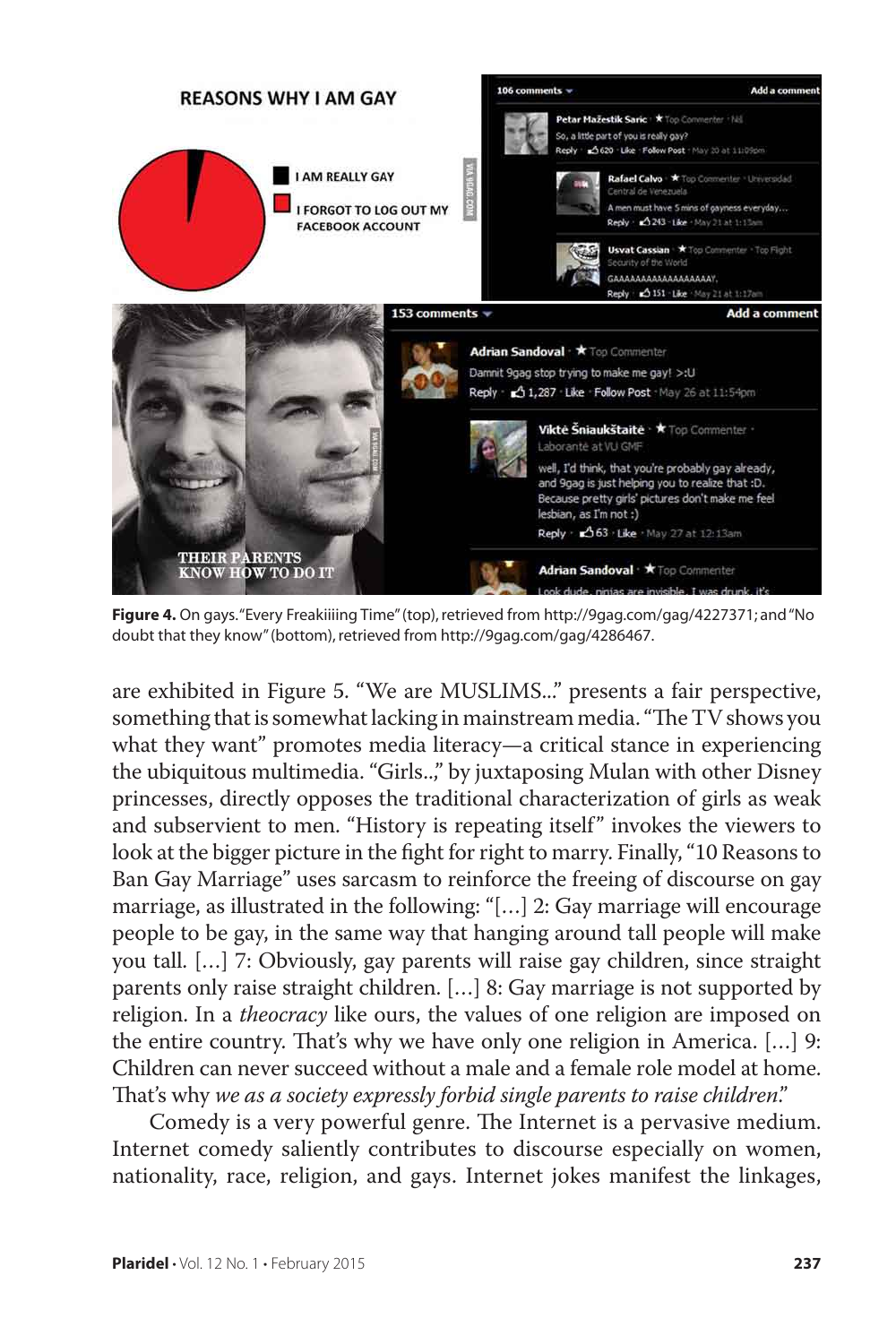**Figure 4.** On gays. "Every Freakiiiing Time" (top), retrieved from http://9gag.com/gag/4227371; and "No doubt that they know" (bottom), retrieved from http://9gag.com/gag/4286467.

are exhibited in Figure 5. "We are MUSLIMS..." presents a fair perspective, something that is somewhat lacking in mainstream media. "The TV shows you what they want" promotes media literacy—a critical stance in experiencing the ubiquitous multimedia. "Girls..," by juxtaposing Mulan with other Disney princesses, directly opposes the traditional characterization of girls as weak and subservient to men. "History is repeating itself" invokes the viewers to look at the bigger picture in the fight for right to marry. Finally, "10 Reasons to Ban Gay Marriage" uses sarcasm to reinforce the freeing of discourse on gay marriage, as illustrated in the following: "[…] 2: Gay marriage will encourage people to be gay, in the same way that hanging around tall people will make you tall. […] 7: Obviously, gay parents will raise gay children, since straight parents only raise straight children. […] 8: Gay marriage is not supported by religion. In a *theocracy* like ours, the values of one religion are imposed on the entire country. That's why we have only one religion in America. […] 9: Children can never succeed without a male and a female role model at home. That's why *we as a society expressly forbid single parents to raise children*."

Comedy is a very powerful genre. The Internet is a pervasive medium. Internet comedy saliently contributes to discourse especially on women, nationality, race, religion, and gays. Internet jokes manifest the linkages,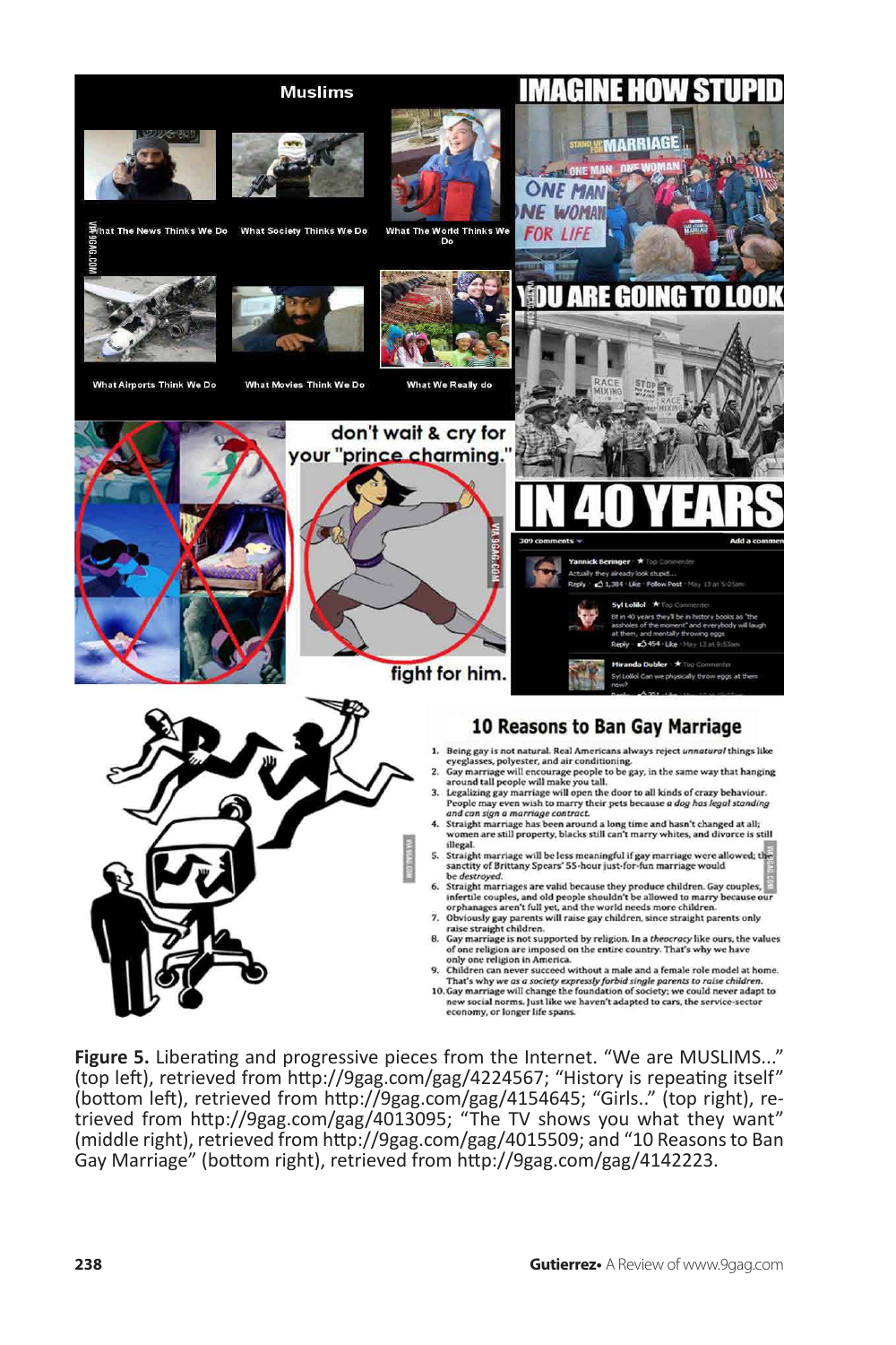**Figure 5.** Liberating and progressive pieces from the Internet. "We are MUSLIMS..." (top left), retrieved from http://9gag.com/gag/4224567; "History is repeating itself" (bottom left), retrieved from http://9gag.com/gag/4154645; "Girls.." (top right), retrieved from http://9gag.com/gag/4013095; "The TV shows you what they want" (middle right), retrieved from http://9gag.com/gag/4015509; and "10 Reasons to Ban Gay Marriage" (bottom right), retrieved from http://9gag.com/gag/4142223.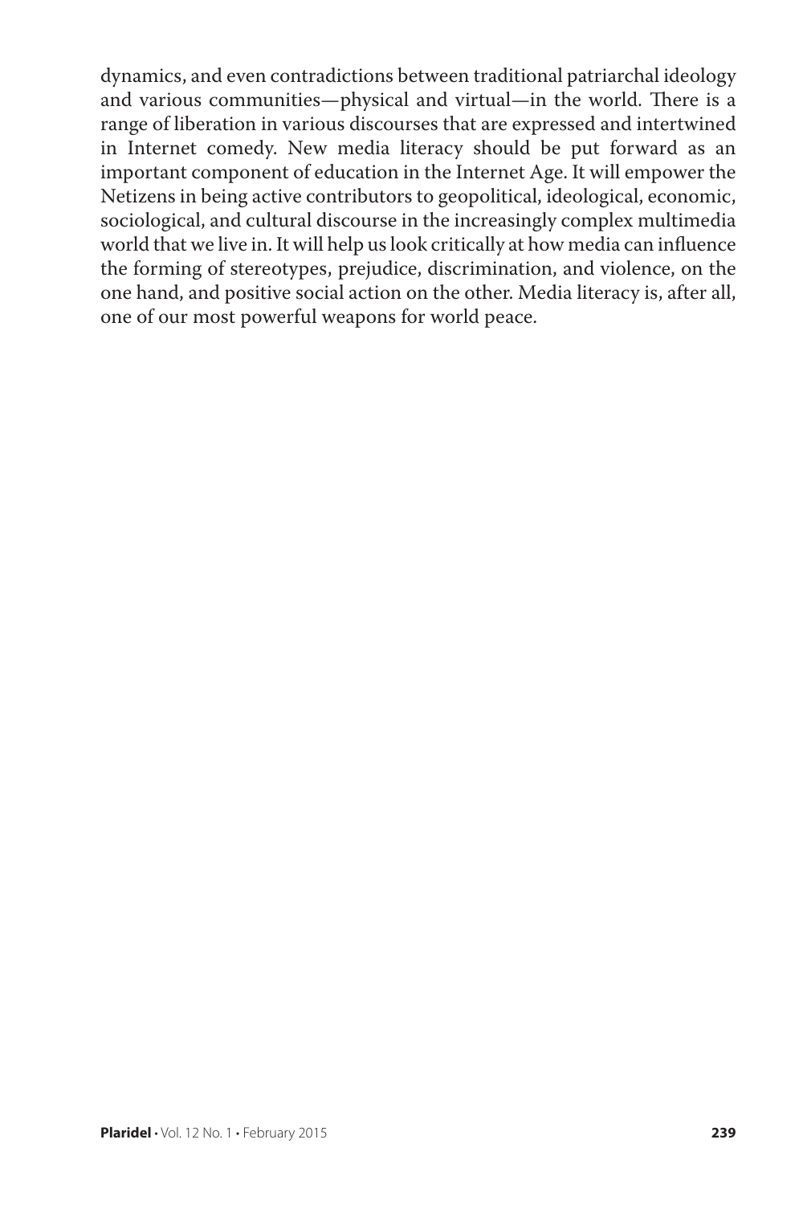dynamics, and even contradictions between traditional patriarchal ideology and various communities—physical and virtual—in the world. There is a range of liberation in various discourses that are expressed and intertwined in Internet comedy. New media literacy should be put forward as an important component of education in the Internet Age. It will empower the Netizens in being active contributors to geopolitical, ideological, economic, sociological, and cultural discourse in the increasingly complex multimedia world that we live in. It will help us look critically at how media can influence the forming of stereotypes, prejudice, discrimination, and violence, on the one hand, and positive social action on the other. Media literacy is, after all, one of our most powerful weapons for world peace.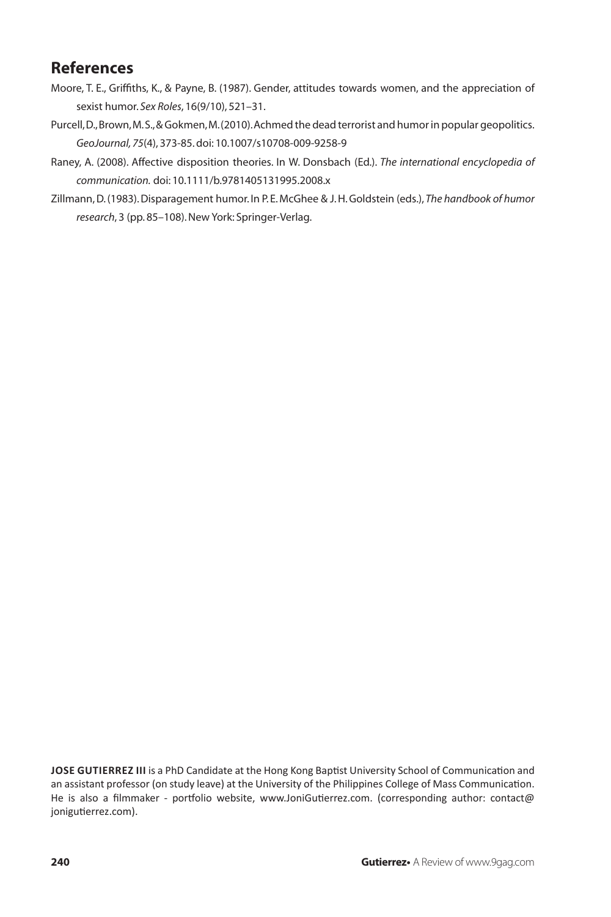## References

Moore, T. E., Griffiths, K., & Payne, B. (1987). Gender, attitudes towards women, and the appreciation of sexist humor. *Sex Roles*, 16(9/10), 521–31.

Purcell, D., Brown, M. S., & Gokmen, M. (2010). Achmed the dead terrorist and humor in popular geopolitics. *GeoJournal, 75*(4), 373-85. doi: 10.1007/s10708-009-9258-9

Raney, A. (2008). Affective disposition theories. In W. Donsbach (Ed.). *The international encyclopedia of communication.* doi: 10.1111/b.9781405131995.2008.x

Zillmann, D. (1983). Disparagement humor. In P. E. McGhee & J. H. Goldstein (eds.), *The handbook of humor research*, 3 (pp. 85–108). New York: Springer-Verlag.

**JOSE GUTIERREZ III** is a PhD Candidate at the Hong Kong Baptist University School of Communication and an assistant professor (on study leave) at the University of the Philippines College of Mass Communication. He is also a filmmaker - portfolio website, www.JoniGutierrez.com. (corresponding author: contact@jonigutierrez.com).